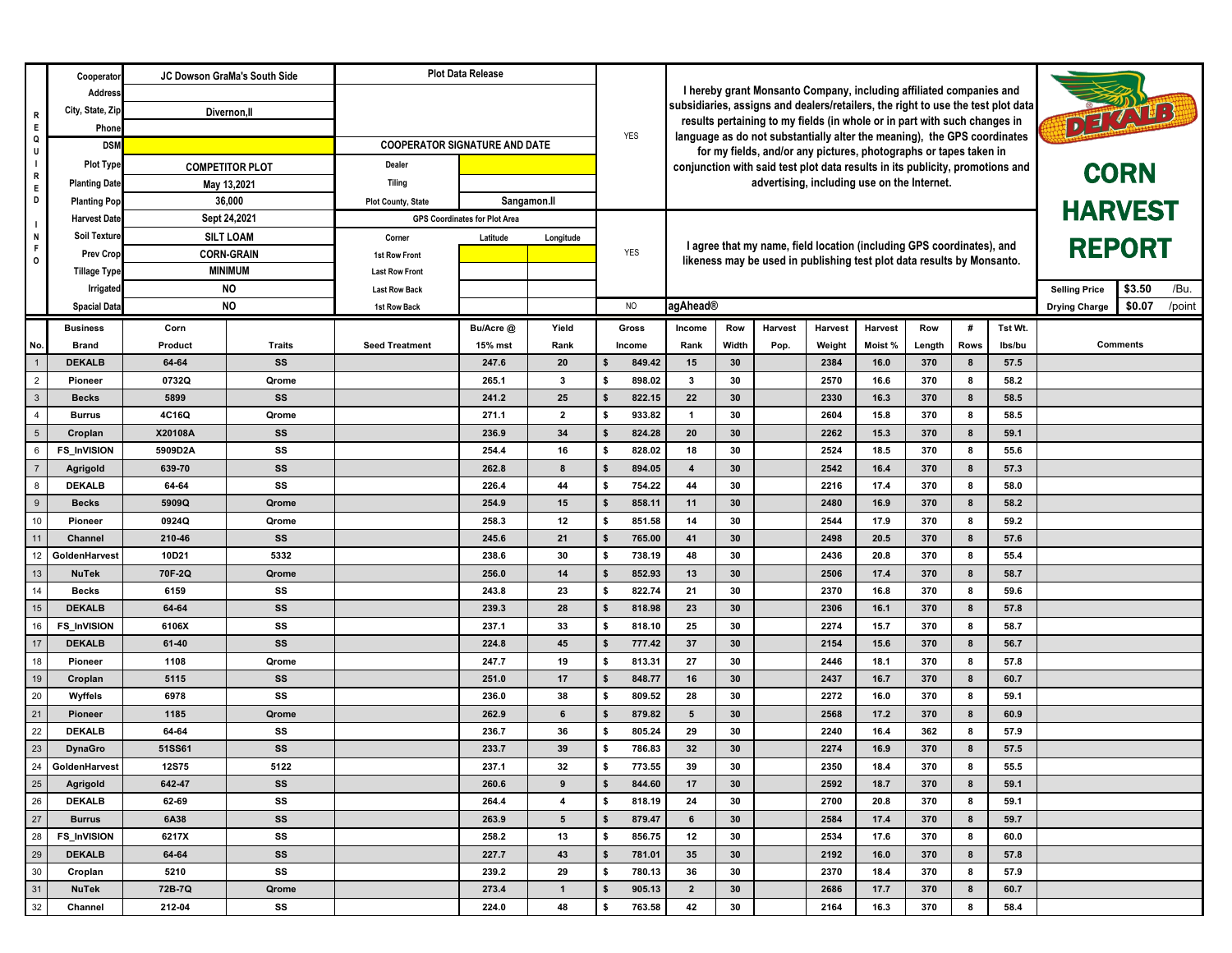# CORN HARVEST REPORT

DEKALB

| REQUIRED INFO | |
|---|---|
| Cooperator | JC Dowson GraMa's South Side |
| Address | |
| City, State, Zip | Divernon,Il |
| Phone | |
| DSM | |
| Plot Type | COMPETITOR PLOT |
| Planting Date | May 13,2021 |
| Planting Pop | 36,000 |
| Harvest Date | Sept 24,2021 |
| Soil Texture | SILT LOAM |
| Prev Crop | CORN-GRAIN |
| Tillage Type | MINIMUM |
| Irrigated | NO |
| Spacial Data | NO |

**Plot Data Release**

COOPERATOR SIGNATURE AND DATE

| | |
|---|---|
| Dealer | |
| Tiling | |
| Plot County, State | Sangamon.Il |

**GPS Coordinates for Plot Area**

| Corner | Latitude | Longitude |
|---|---|---|
| 1st Row Front | | |
| Last Row Front | | |
| Last Row Back | | |
| 1st Row Back | | |

YES — I hereby grant Monsanto Company, including affiliated companies and subsidiaries, assigns and dealers/retailers, the right to use the test plot data results pertaining to my fields (in whole or in part with such changes in language as do not substantially alter the meaning), the GPS coordinates for my fields, and/or any pictures, photographs or tapes taken in conjunction with said test plot data results in its publicity, promotions and advertising, including use on the Internet.

YES — I agree that my name, field location (including GPS coordinates), and likeness may be used in publishing test plot data results by Monsanto.

NO — agAhead®

| Selling Price | $3.50 | /Bu. |
|---|---|---|
| Drying Charge | $0.07 | /point |

| No. | Business Brand | Corn Product | Traits | Seed Treatment | Bu/Acre @ 15% mst | Yield Rank | Gross Income | Income Rank | Row Width | Harvest Pop. | Harvest Weight | Harvest Moist % | Row Length | # Rows | Tst Wt. lbs/bu | Comments |
|---|---|---|---|---|---|---|---|---|---|---|---|---|---|---|---|---|
| 1 | DEKALB | 64-64 | SS | | 247.6 | 20 | $ 849.42 | 15 | 30 | | 2384 | 16.0 | 370 | 8 | 57.5 | |
| 2 | Pioneer | 0732Q | Qrome | | 265.1 | 3 | $ 898.02 | 3 | 30 | | 2570 | 16.6 | 370 | 8 | 58.2 | |
| 3 | Becks | 5899 | SS | | 241.2 | 25 | $ 822.15 | 22 | 30 | | 2330 | 16.3 | 370 | 8 | 58.5 | |
| 4 | Burrus | 4C16Q | Qrome | | 271.1 | 2 | $ 933.82 | 1 | 30 | | 2604 | 15.8 | 370 | 8 | 58.5 | |
| 5 | Croplan | X20108A | SS | | 236.9 | 34 | $ 824.28 | 20 | 30 | | 2262 | 15.3 | 370 | 8 | 59.1 | |
| 6 | FS_InVISION | 5909D2A | SS | | 254.4 | 16 | $ 828.02 | 18 | 30 | | 2524 | 18.5 | 370 | 8 | 55.6 | |
| 7 | Agrigold | 639-70 | SS | | 262.8 | 8 | $ 894.05 | 4 | 30 | | 2542 | 16.4 | 370 | 8 | 57.3 | |
| 8 | DEKALB | 64-64 | SS | | 226.4 | 44 | $ 754.22 | 44 | 30 | | 2216 | 17.4 | 370 | 8 | 58.0 | |
| 9 | Becks | 5909Q | Qrome | | 254.9 | 15 | $ 858.11 | 11 | 30 | | 2480 | 16.9 | 370 | 8 | 58.2 | |
| 10 | Pioneer | 0924Q | Qrome | | 258.3 | 12 | $ 851.58 | 14 | 30 | | 2544 | 17.9 | 370 | 8 | 59.2 | |
| 11 | Channel | 210-46 | SS | | 245.6 | 21 | $ 765.00 | 41 | 30 | | 2498 | 20.5 | 370 | 8 | 57.6 | |
| 12 | GoldenHarvest | 10D21 | 5332 | | 238.6 | 30 | $ 738.19 | 48 | 30 | | 2436 | 20.8 | 370 | 8 | 55.4 | |
| 13 | NuTek | 70F-2Q | Qrome | | 256.0 | 14 | $ 852.93 | 13 | 30 | | 2506 | 17.4 | 370 | 8 | 58.7 | |
| 14 | Becks | 6159 | SS | | 243.8 | 23 | $ 822.74 | 21 | 30 | | 2370 | 16.8 | 370 | 8 | 59.6 | |
| 15 | DEKALB | 64-64 | SS | | 239.3 | 28 | $ 818.98 | 23 | 30 | | 2306 | 16.1 | 370 | 8 | 57.8 | |
| 16 | FS_InVISION | 6106X | SS | | 237.1 | 33 | $ 818.10 | 25 | 30 | | 2274 | 15.7 | 370 | 8 | 58.7 | |
| 17 | DEKALB | 61-40 | SS | | 224.8 | 45 | $ 777.42 | 37 | 30 | | 2154 | 15.6 | 370 | 8 | 56.7 | |
| 18 | Pioneer | 1108 | Qrome | | 247.7 | 19 | $ 813.31 | 27 | 30 | | 2446 | 18.1 | 370 | 8 | 57.8 | |
| 19 | Croplan | 5115 | SS | | 251.0 | 17 | $ 848.77 | 16 | 30 | | 2437 | 16.7 | 370 | 8 | 60.7 | |
| 20 | Wyffels | 6978 | SS | | 236.0 | 38 | $ 809.52 | 28 | 30 | | 2272 | 16.0 | 370 | 8 | 59.1 | |
| 21 | Pioneer | 1185 | Qrome | | 262.9 | 6 | $ 879.82 | 5 | 30 | | 2568 | 17.2 | 370 | 8 | 60.9 | |
| 22 | DEKALB | 64-64 | SS | | 236.7 | 36 | $ 805.24 | 29 | 30 | | 2240 | 16.4 | 362 | 8 | 57.9 | |
| 23 | DynaGro | 51SS61 | SS | | 233.7 | 39 | $ 786.83 | 32 | 30 | | 2274 | 16.9 | 370 | 8 | 57.5 | |
| 24 | GoldenHarvest | 12S75 | 5122 | | 237.1 | 32 | $ 773.55 | 39 | 30 | | 2350 | 18.4 | 370 | 8 | 55.5 | |
| 25 | Agrigold | 642-47 | SS | | 260.6 | 9 | $ 844.60 | 17 | 30 | | 2592 | 18.7 | 370 | 8 | 59.1 | |
| 26 | DEKALB | 62-69 | SS | | 264.4 | 4 | $ 818.19 | 24 | 30 | | 2700 | 20.8 | 370 | 8 | 59.1 | |
| 27 | Burrus | 6A38 | SS | | 263.9 | 5 | $ 879.47 | 6 | 30 | | 2584 | 17.4 | 370 | 8 | 59.7 | |
| 28 | FS_InVISION | 6217X | SS | | 258.2 | 13 | $ 856.75 | 12 | 30 | | 2534 | 17.6 | 370 | 8 | 60.0 | |
| 29 | DEKALB | 64-64 | SS | | 227.7 | 43 | $ 781.01 | 35 | 30 | | 2192 | 16.0 | 370 | 8 | 57.8 | |
| 30 | Croplan | 5210 | SS | | 239.2 | 29 | $ 780.13 | 36 | 30 | | 2370 | 18.4 | 370 | 8 | 57.9 | |
| 31 | NuTek | 72B-7Q | Qrome | | 273.4 | 1 | $ 905.13 | 2 | 30 | | 2686 | 17.7 | 370 | 8 | 60.7 | |
| 32 | Channel | 212-04 | SS | | 224.0 | 48 | $ 763.58 | 42 | 30 | | 2164 | 16.3 | 370 | 8 | 58.4 | |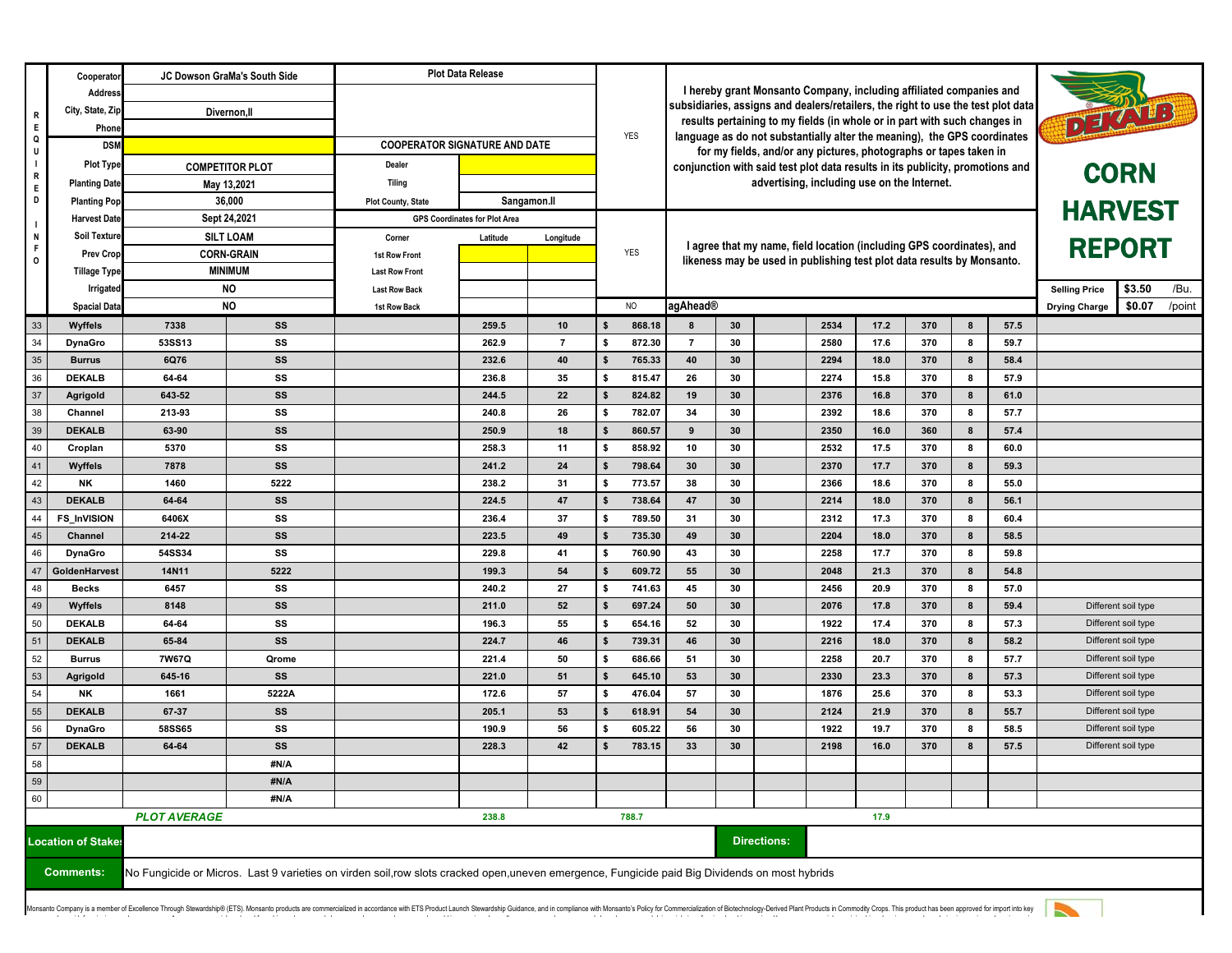| | | |
|---|---|---|
| REQUIRED INFO | Cooperator | JC Dowson GraMa's South Side |
| | Address | |
| | City, State, Zip | Divernon,Il |
| | Phone | |
| | DSM | |
| | Plot Type | COMPETITOR PLOT |
| | Planting Date | May 13,2021 |
| | Planting Pop | 36,000 |
| | Harvest Date | Sept 24,2021 |
| | Soil Texture | SILT LOAM |
| | Prev Crop | CORN-GRAIN |
| | Tillage Type | MINIMUM |
| | Irrigated | NO |
| | Spacial Data | NO |

**Plot Data Release**

| | | |
|---|---|---|
| COOPERATOR SIGNATURE AND DATE | | |
| Dealer | | |
| Tiling | | |
| Plot County, State | Sangamon.Il | |
| GPS Coordinates for Plot Area | | |
| Corner | Latitude | Longitude |
| 1st Row Front | | |
| Last Row Front | | |
| Last Row Back | | |
| 1st Row Back | | |

YES — I hereby grant Monsanto Company, including affiliated companies and subsidiaries, assigns and dealers/retailers, the right to use the test plot data results pertaining to my fields (in whole or in part with such changes in language as do not substantially alter the meaning), the GPS coordinates for my fields, and/or any pictures, photographs or tapes taken in conjunction with said test plot data results in its publicity, promotions and advertising, including use on the Internet.

YES — I agree that my name, field location (including GPS coordinates), and likeness may be used in publishing test plot data results by Monsanto.

NO — agAhead®

# DEKALB CORN HARVEST REPORT

| | | |
|---|---|---|
| Selling Price | $3.50 | /Bu. |
| Drying Charge | $0.07 | /point |

| # | Brand | Product | Trait | | Yield | Rank | Gross $ | Rank | | | | | | | | | Comments |
|---|---|---|---|---|---|---|---|---|---|---|---|---|---|---|---|---|---|
| 33 | Wyffels | 7338 | SS | | 259.5 | 10 | $ 868.18 | 8 | 30 | | 2534 | 17.2 | 370 | 8 | 57.5 | | |
| 34 | DynaGro | 53SS13 | SS | | 262.9 | 7 | $ 872.30 | 7 | 30 | | 2580 | 17.6 | 370 | 8 | 59.7 | | |
| 35 | Burrus | 6Q76 | SS | | 232.6 | 40 | $ 765.33 | 40 | 30 | | 2294 | 18.0 | 370 | 8 | 58.4 | | |
| 36 | DEKALB | 64-64 | SS | | 236.8 | 35 | $ 815.47 | 26 | 30 | | 2274 | 15.8 | 370 | 8 | 57.9 | | |
| 37 | Agrigold | 643-52 | SS | | 244.5 | 22 | $ 824.82 | 19 | 30 | | 2376 | 16.8 | 370 | 8 | 61.0 | | |
| 38 | Channel | 213-93 | SS | | 240.8 | 26 | $ 782.07 | 34 | 30 | | 2392 | 18.6 | 370 | 8 | 57.7 | | |
| 39 | DEKALB | 63-90 | SS | | 250.9 | 18 | $ 860.57 | 9 | 30 | | 2350 | 16.0 | 360 | 8 | 57.4 | | |
| 40 | Croplan | 5370 | SS | | 258.3 | 11 | $ 858.92 | 10 | 30 | | 2532 | 17.5 | 370 | 8 | 60.0 | | |
| 41 | Wyffels | 7878 | SS | | 241.2 | 24 | $ 798.64 | 30 | 30 | | 2370 | 17.7 | 370 | 8 | 59.3 | | |
| 42 | NK | 1460 | 5222 | | 238.2 | 31 | $ 773.57 | 38 | 30 | | 2366 | 18.6 | 370 | 8 | 55.0 | | |
| 43 | DEKALB | 64-64 | SS | | 224.5 | 47 | $ 738.64 | 47 | 30 | | 2214 | 18.0 | 370 | 8 | 56.1 | | |
| 44 | FS_InVISION | 6406X | SS | | 236.4 | 37 | $ 789.50 | 31 | 30 | | 2312 | 17.3 | 370 | 8 | 60.4 | | |
| 45 | Channel | 214-22 | SS | | 223.5 | 49 | $ 735.30 | 49 | 30 | | 2204 | 18.0 | 370 | 8 | 58.5 | | |
| 46 | DynaGro | 54SS34 | SS | | 229.8 | 41 | $ 760.90 | 43 | 30 | | 2258 | 17.7 | 370 | 8 | 59.8 | | |
| 47 | GoldenHarvest | 14N11 | 5222 | | 199.3 | 54 | $ 609.72 | 55 | 30 | | 2048 | 21.3 | 370 | 8 | 54.8 | | |
| 48 | Becks | 6457 | SS | | 240.2 | 27 | $ 741.63 | 45 | 30 | | 2456 | 20.9 | 370 | 8 | 57.0 | | |
| 49 | Wyffels | 8148 | SS | | 211.0 | 52 | $ 697.24 | 50 | 30 | | 2076 | 17.8 | 370 | 8 | 59.4 | | Different soil type |
| 50 | DEKALB | 64-64 | SS | | 196.3 | 55 | $ 654.16 | 52 | 30 | | 1922 | 17.4 | 370 | 8 | 57.3 | | Different soil type |
| 51 | DEKALB | 65-84 | SS | | 224.7 | 46 | $ 739.31 | 46 | 30 | | 2216 | 18.0 | 370 | 8 | 58.2 | | Different soil type |
| 52 | Burrus | 7W67Q | Qrome | | 221.4 | 50 | $ 686.66 | 51 | 30 | | 2258 | 20.7 | 370 | 8 | 57.7 | | Different soil type |
| 53 | Agrigold | 645-16 | SS | | 221.0 | 51 | $ 645.10 | 53 | 30 | | 2330 | 23.3 | 370 | 8 | 57.3 | | Different soil type |
| 54 | NK | 1661 | 5222A | | 172.6 | 57 | $ 476.04 | 57 | 30 | | 1876 | 25.6 | 370 | 8 | 53.3 | | Different soil type |
| 55 | DEKALB | 67-37 | SS | | 205.1 | 53 | $ 618.91 | 54 | 30 | | 2124 | 21.9 | 370 | 8 | 55.7 | | Different soil type |
| 56 | DynaGro | 58SS65 | SS | | 190.9 | 56 | $ 605.22 | 56 | 30 | | 1922 | 19.7 | 370 | 8 | 58.5 | | Different soil type |
| 57 | DEKALB | 64-64 | SS | | 228.3 | 42 | $ 783.15 | 33 | 30 | | 2198 | 16.0 | 370 | 8 | 57.5 | | Different soil type |
| 58 | | | #N/A | | | | | | | | | | | | | | |
| 59 | | | #N/A | | | | | | | | | | | | | | |
| 60 | | | #N/A | | | | | | | | | | | | | | |
| | *PLOT AVERAGE* | | | | 238.8 | | 788.7 | | | | | 17.9 | | | | | |

**Location of Stakes:**

**Directions:**

**Comments:** No Fungicide or Micros. Last 9 varieties on virden soil,row slots cracked open,uneven emergence, Fungicide paid Big Dividends on most hybrids

Monsanto Company is a member of Excellence Through Stewardship® (ETS). Monsanto products are commercialized in accordance with ETS Product Launch Stewardship Guidance, and in compliance with Monsanto's Policy for Commercialization of Biotechnology-Derived Plant Products in Commodity Crops. This product has been approved for import into key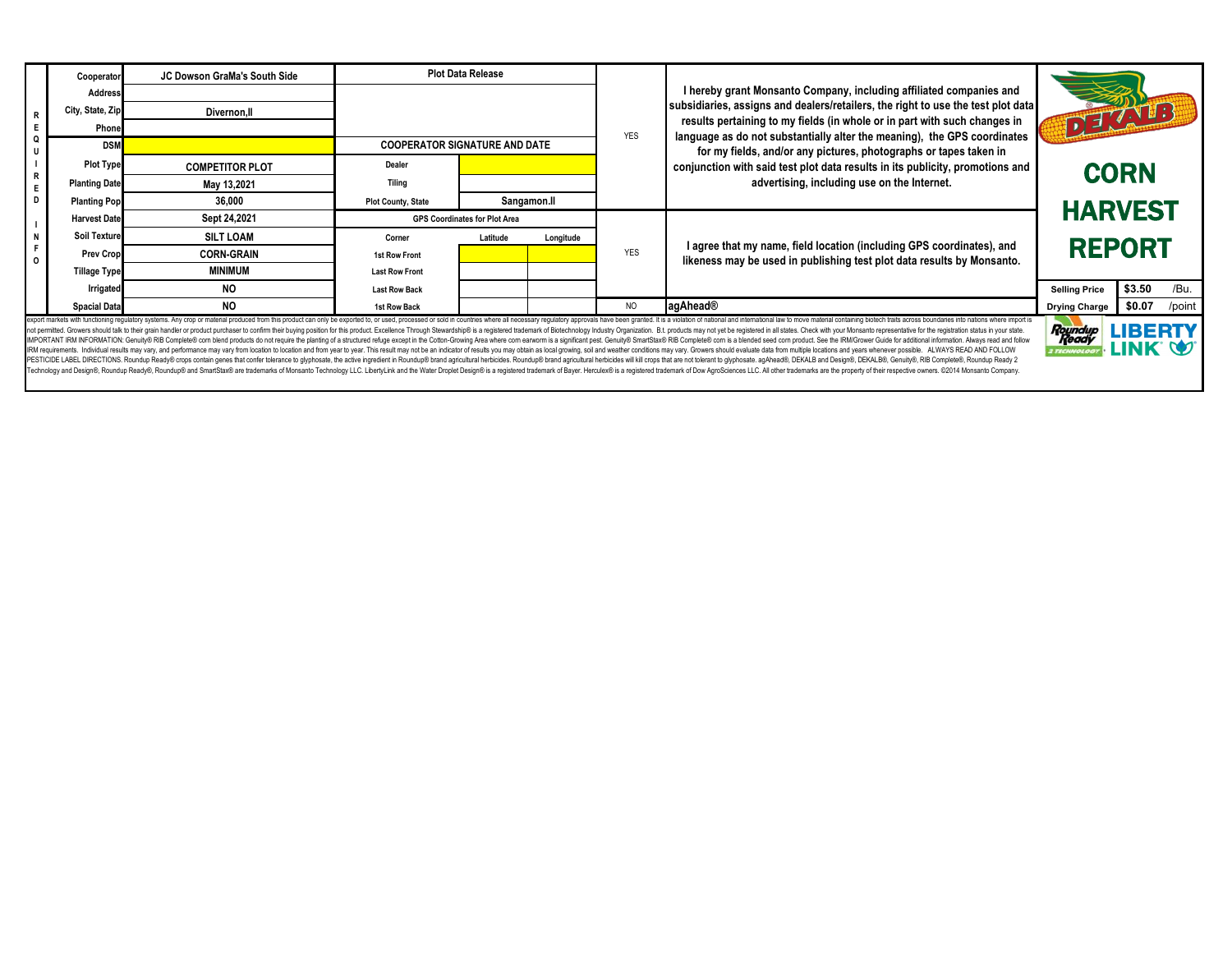| | | | | | | | |
|---|---|---|---|---|---|---|---|
| REQUIRED INFO | Cooperator | JC Dowson GraMa's South Side | Plot Data Release | | | YES | I hereby grant Monsanto Company, including affiliated companies and subsidiaries, assigns and dealers/retailers, the right to use the test plot data results pertaining to my fields (in whole or in part with such changes in language as do not substantially alter the meaning), the GPS coordinates for my fields, and/or any pictures, photographs or tapes taken in conjunction with said test plot data results in its publicity, promotions and advertising, including use on the Internet. |
| | Address | | | | | | |
| | City, State, Zip | Divernon,Il | | | | | |
| | Phone | | | | | | |
| | DSM | | COOPERATOR SIGNATURE AND DATE | | | | |
| | Plot Type | COMPETITOR PLOT | Dealer | | | | |
| | Planting Date | May 13,2021 | Tiling | | | | |
| | Planting Pop | 36,000 | Plot County, State | Sangamon.Il | | | |
| | Harvest Date | Sept 24,2021 | GPS Coordinates for Plot Area | | | YES | I agree that my name, field location (including GPS coordinates), and likeness may be used in publishing test plot data results by Monsanto. |
| | Soil Texture | SILT LOAM | Corner | Latitude | Longitude | | |
| | Prev Crop | CORN-GRAIN | 1st Row Front | | | | |
| | Tillage Type | MINIMUM | Last Row Front | | | | |
| | Irrigated | NO | Last Row Back | | | | |
| | Spacial Data | NO | 1st Row Back | | | NO | agAhead® |

# DEKALB CORN HARVEST REPORT

| | | |
|---|---|---|
| Selling Price | $3.50 | /Bu. |
| Drying Charge | $0.07 | /point |

export markets with functioning regulatory systems. Any crop or material produced from this product can only be exported to, or used, processed or sold in countries where all necessary regulatory approvals have been granted. It is a violation of national and international law to move material containing biotech traits across boundaries into nations where import is not permitted. Growers should talk to their grain handler or product purchaser to confirm their buying position for this product. Excellence Through Stewardship® is a registered trademark of Biotechnology Industry Organization. B.t. products may not yet be registered in all states. Check with your Monsanto representative for the registration status in your state. IMPORTANT IRM INFORMATION: Genuity® RIB Complete® corn blend products do not require the planting of a structured refuge except in the Cotton-Growing Area where corn earworm is a significant pest. Genuity® SmartStax® RIB Complete® corn is a blended seed corn product. See the IRM/Grower Guide for additional information. Always read and follow IRM requirements. Individual results may vary, and performance may vary from location to location and from year to year. This result may not be an indicator of results you may obtain as local growing, soil and weather conditions may vary. Growers should evaluate data from multiple locations and years whenever possible. ALWAYS READ AND FOLLOW PESTICIDE LABEL DIRECTIONS. Roundup Ready® crops contain genes that confer tolerance to glyphosate, the active ingredient in Roundup® brand agricultural herbicides. Roundup® brand agricultural herbicides will kill crops that are not tolerant to glyphosate. agAhead®, DEKALB and Design®, DEKALB®, Genuity®, RIB Complete®, Roundup Ready 2 Technology and Design®, Roundup Ready®, Roundup® and SmartStax® are trademarks of Monsanto Technology LLC. LibertyLink and the Water Droplet Design® is a registered trademark of Bayer. Herculex® is a registered trademark of Dow AgroSciences LLC. All other trademarks are the property of their respective owners. ©2014 Monsanto Company.

Roundup Ready 2 TECHNOLOGY

LIBERTY LINK